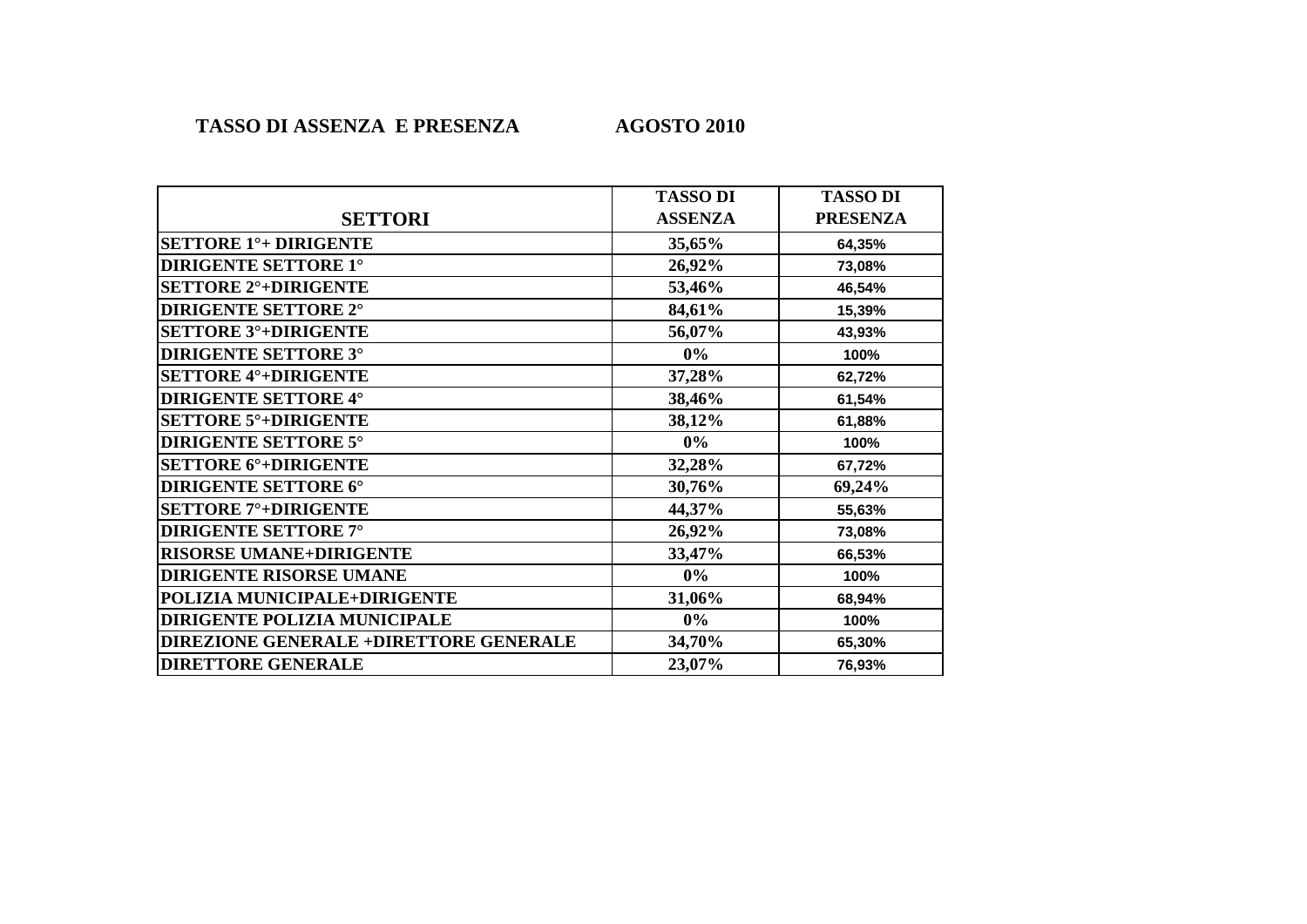## TASSO DI ASSENZA E PRESENZA AGOSTO 2010

| SETTORI | TASSO DI ASSENZA | TASSO DI PRESENZA |
|---|---|---|
| **SETTORE 1°+ DIRIGENTE** | **35,65%** | **64,35%** |
| **DIRIGENTE SETTORE 1°** | **26,92%** | **73,08%** |
| **SETTORE 2°+DIRIGENTE** | **53,46%** | **46,54%** |
| **DIRIGENTE SETTORE 2°** | **84,61%** | **15,39%** |
| **SETTORE 3°+DIRIGENTE** | **56,07%** | **43,93%** |
| **DIRIGENTE SETTORE 3°** | **0%** | **100%** |
| **SETTORE 4°+DIRIGENTE** | **37,28%** | **62,72%** |
| **DIRIGENTE SETTORE 4°** | **38,46%** | **61,54%** |
| **SETTORE 5°+DIRIGENTE** | **38,12%** | **61,88%** |
| **DIRIGENTE SETTORE 5°** | **0%** | **100%** |
| **SETTORE 6°+DIRIGENTE** | **32,28%** | **67,72%** |
| **DIRIGENTE SETTORE 6°** | **30,76%** | **69,24%** |
| **SETTORE 7°+DIRIGENTE** | **44,37%** | **55,63%** |
| **DIRIGENTE SETTORE 7°** | **26,92%** | **73,08%** |
| **RISORSE UMANE+DIRIGENTE** | **33,47%** | **66,53%** |
| **DIRIGENTE RISORSE UMANE** | **0%** | **100%** |
| **POLIZIA MUNICIPALE+DIRIGENTE** | **31,06%** | **68,94%** |
| **DIRIGENTE POLIZIA MUNICIPALE** | **0%** | **100%** |
| **DIREZIONE GENERALE +DIRETTORE GENERALE** | **34,70%** | **65,30%** |
| **DIRETTORE GENERALE** | **23,07%** | **76,93%** |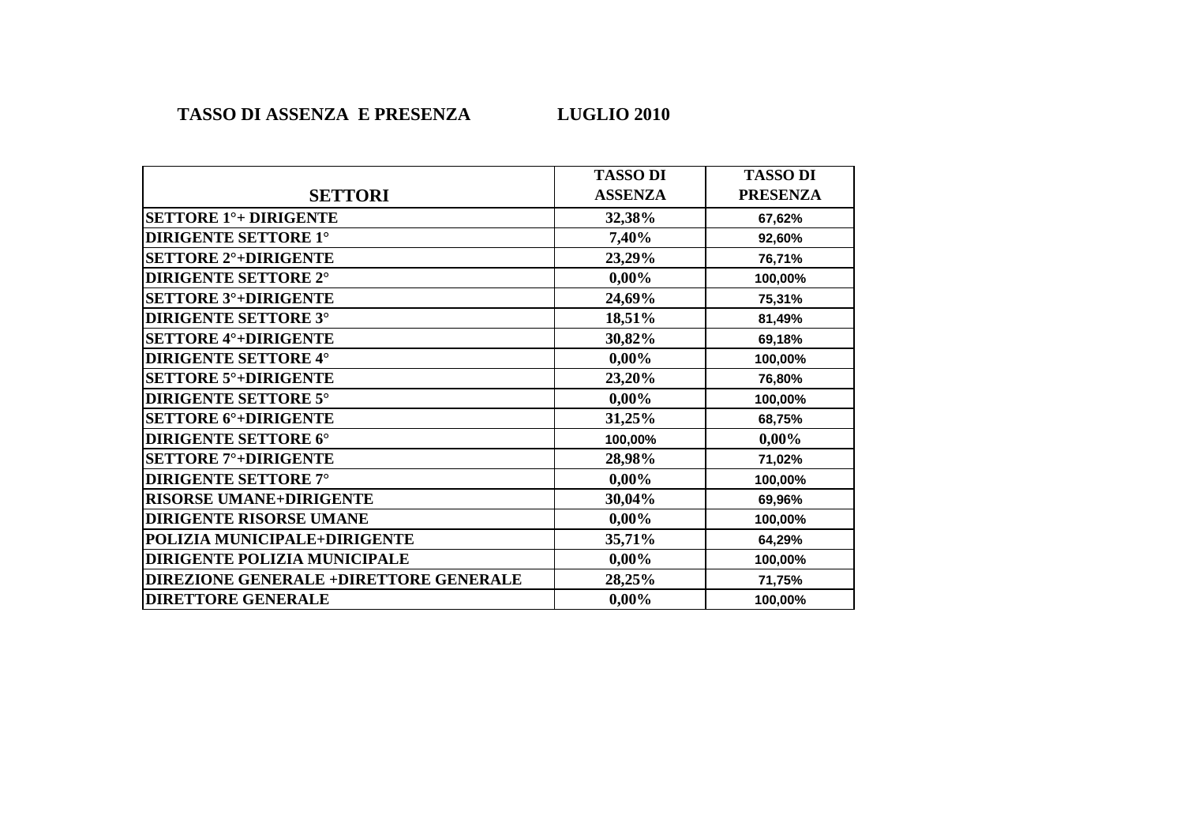## TASSO DI ASSENZA E PRESENZA LUGLIO 2010

| SETTORI | TASSO DI ASSENZA | TASSO DI PRESENZA |
|---|---|---|
| SETTORE 1°+ DIRIGENTE | 32,38% | 67,62% |
| DIRIGENTE SETTORE 1° | 7,40% | 92,60% |
| SETTORE 2°+DIRIGENTE | 23,29% | 76,71% |
| DIRIGENTE SETTORE 2° | 0,00% | 100,00% |
| SETTORE 3°+DIRIGENTE | 24,69% | 75,31% |
| DIRIGENTE SETTORE 3° | 18,51% | 81,49% |
| SETTORE 4°+DIRIGENTE | 30,82% | 69,18% |
| DIRIGENTE SETTORE 4° | 0,00% | 100,00% |
| SETTORE 5°+DIRIGENTE | 23,20% | 76,80% |
| DIRIGENTE SETTORE 5° | 0,00% | 100,00% |
| SETTORE 6°+DIRIGENTE | 31,25% | 68,75% |
| DIRIGENTE SETTORE 6° | 100,00% | 0,00% |
| SETTORE 7°+DIRIGENTE | 28,98% | 71,02% |
| DIRIGENTE SETTORE 7° | 0,00% | 100,00% |
| RISORSE UMANE+DIRIGENTE | 30,04% | 69,96% |
| DIRIGENTE RISORSE UMANE | 0,00% | 100,00% |
| POLIZIA MUNICIPALE+DIRIGENTE | 35,71% | 64,29% |
| DIRIGENTE POLIZIA MUNICIPALE | 0,00% | 100,00% |
| DIREZIONE GENERALE +DIRETTORE GENERALE | 28,25% | 71,75% |
| DIRETTORE GENERALE | 0,00% | 100,00% |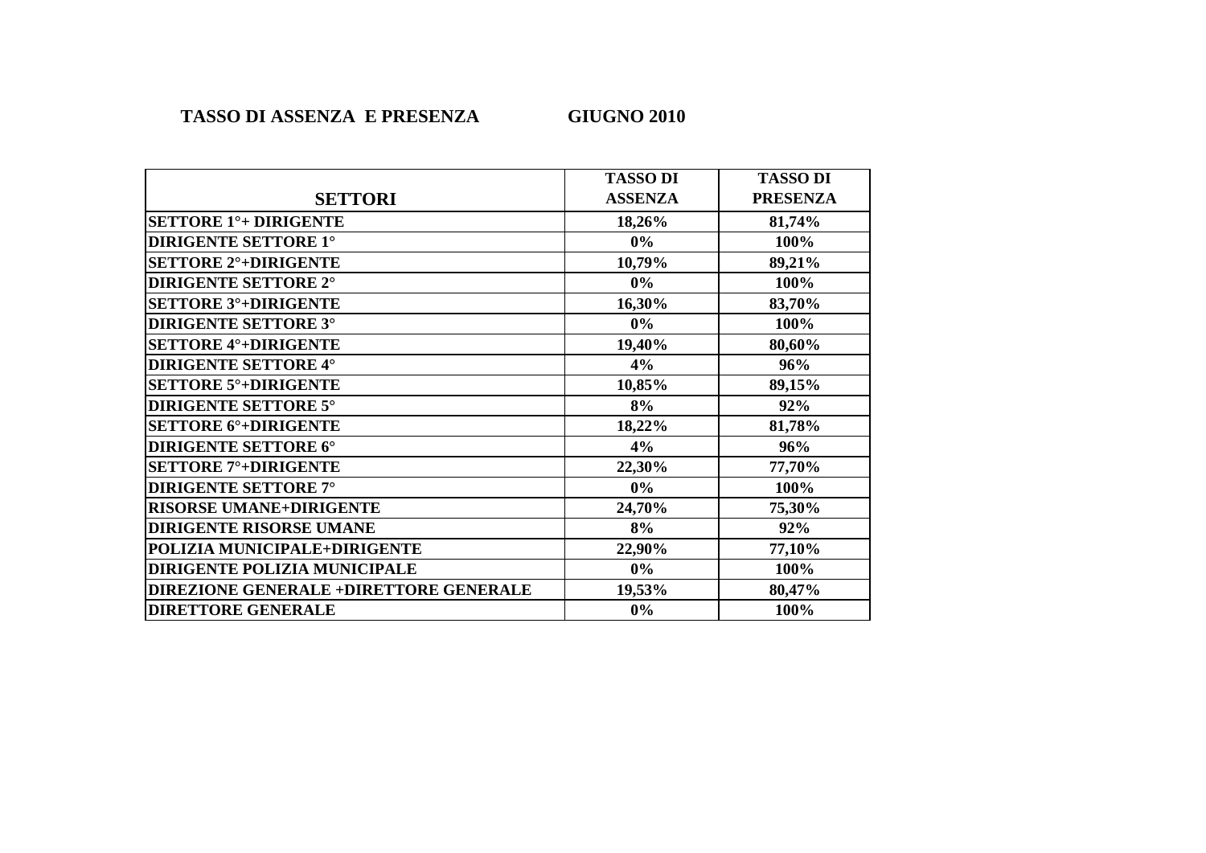**TASSO DI ASSENZA E PRESENZA GIUGNO 2010**

| SETTORI | TASSO DI ASSENZA | TASSO DI PRESENZA |
|---|---|---|
| SETTORE 1°+ DIRIGENTE | 18,26% | 81,74% |
| DIRIGENTE SETTORE 1° | 0% | 100% |
| SETTORE 2°+DIRIGENTE | 10,79% | 89,21% |
| DIRIGENTE SETTORE 2° | 0% | 100% |
| SETTORE 3°+DIRIGENTE | 16,30% | 83,70% |
| DIRIGENTE SETTORE 3° | 0% | 100% |
| SETTORE 4°+DIRIGENTE | 19,40% | 80,60% |
| DIRIGENTE SETTORE 4° | 4% | 96% |
| SETTORE 5°+DIRIGENTE | 10,85% | 89,15% |
| DIRIGENTE SETTORE 5° | 8% | 92% |
| SETTORE 6°+DIRIGENTE | 18,22% | 81,78% |
| DIRIGENTE SETTORE 6° | 4% | 96% |
| SETTORE 7°+DIRIGENTE | 22,30% | 77,70% |
| DIRIGENTE SETTORE 7° | 0% | 100% |
| RISORSE UMANE+DIRIGENTE | 24,70% | 75,30% |
| DIRIGENTE RISORSE UMANE | 8% | 92% |
| POLIZIA MUNICIPALE+DIRIGENTE | 22,90% | 77,10% |
| DIRIGENTE POLIZIA MUNICIPALE | 0% | 100% |
| DIREZIONE GENERALE +DIRETTORE GENERALE | 19,53% | 80,47% |
| DIRETTORE GENERALE | 0% | 100% |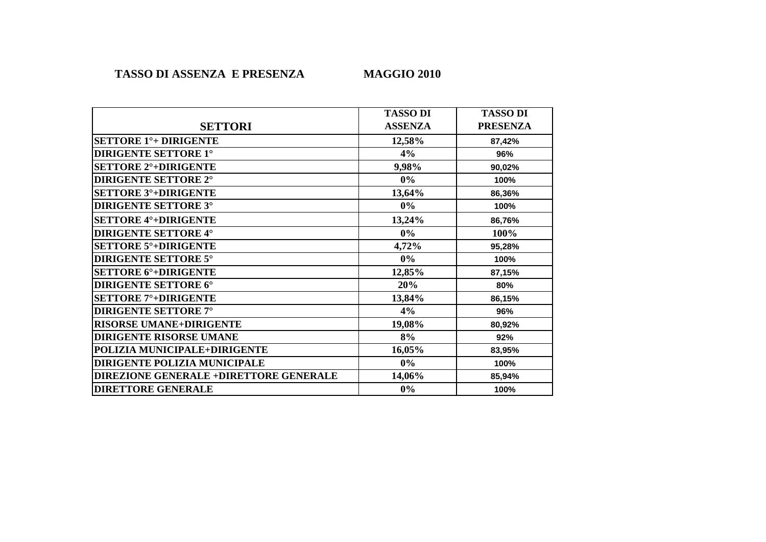**TASSO DI ASSENZA E PRESENZA MAGGIO 2010**

| SETTORI | TASSO DI ASSENZA | TASSO DI PRESENZA |
|---|---|---|
| SETTORE 1°+ DIRIGENTE | 12,58% | 87,42% |
| DIRIGENTE SETTORE 1° | 4% | 96% |
| SETTORE 2°+DIRIGENTE | 9,98% | 90,02% |
| DIRIGENTE SETTORE 2° | 0% | 100% |
| SETTORE 3°+DIRIGENTE | 13,64% | 86,36% |
| DIRIGENTE SETTORE 3° | 0% | 100% |
| SETTORE 4°+DIRIGENTE | 13,24% | 86,76% |
| DIRIGENTE SETTORE 4° | 0% | 100% |
| SETTORE 5°+DIRIGENTE | 4,72% | 95,28% |
| DIRIGENTE SETTORE 5° | 0% | 100% |
| SETTORE 6°+DIRIGENTE | 12,85% | 87,15% |
| DIRIGENTE SETTORE 6° | 20% | 80% |
| SETTORE 7°+DIRIGENTE | 13,84% | 86,15% |
| DIRIGENTE SETTORE 7° | 4% | 96% |
| RISORSE UMANE+DIRIGENTE | 19,08% | 80,92% |
| DIRIGENTE RISORSE UMANE | 8% | 92% |
| POLIZIA MUNICIPALE+DIRIGENTE | 16,05% | 83,95% |
| DIRIGENTE POLIZIA MUNICIPALE | 0% | 100% |
| DIREZIONE GENERALE +DIRETTORE GENERALE | 14,06% | 85,94% |
| DIRETTORE GENERALE | 0% | 100% |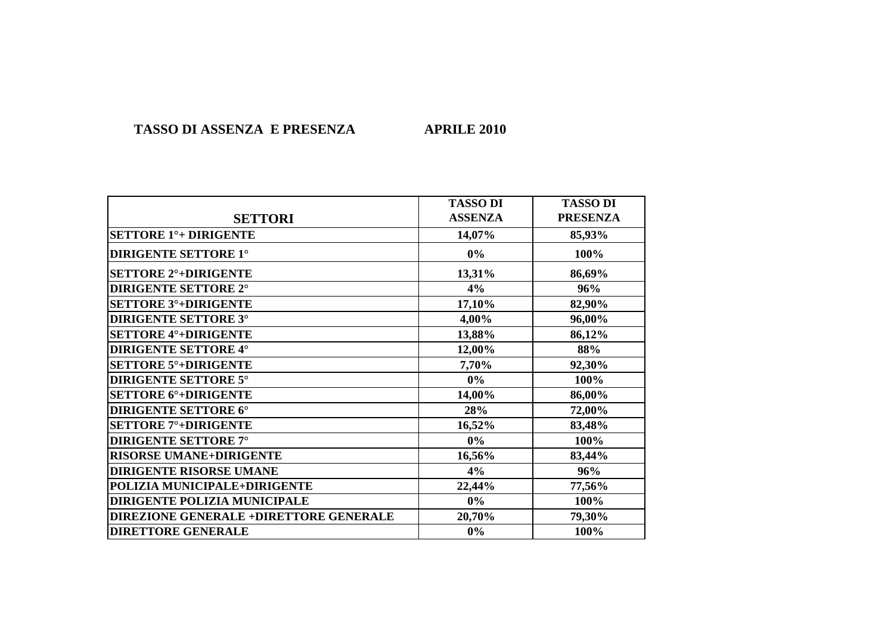**TASSO DI ASSENZA E PRESENZA APRILE 2010**

| SETTORI | TASSO DI ASSENZA | TASSO DI PRESENZA |
|---|---|---|
| SETTORE 1°+ DIRIGENTE | 14,07% | 85,93% |
| DIRIGENTE SETTORE 1° | 0% | 100% |
| SETTORE 2°+DIRIGENTE | 13,31% | 86,69% |
| DIRIGENTE SETTORE 2° | 4% | 96% |
| SETTORE 3°+DIRIGENTE | 17,10% | 82,90% |
| DIRIGENTE SETTORE 3° | 4,00% | 96,00% |
| SETTORE 4°+DIRIGENTE | 13,88% | 86,12% |
| DIRIGENTE SETTORE 4° | 12,00% | 88% |
| SETTORE 5°+DIRIGENTE | 7,70% | 92,30% |
| DIRIGENTE SETTORE 5° | 0% | 100% |
| SETTORE 6°+DIRIGENTE | 14,00% | 86,00% |
| DIRIGENTE SETTORE 6° | 28% | 72,00% |
| SETTORE 7°+DIRIGENTE | 16,52% | 83,48% |
| DIRIGENTE SETTORE 7° | 0% | 100% |
| RISORSE UMANE+DIRIGENTE | 16,56% | 83,44% |
| DIRIGENTE RISORSE UMANE | 4% | 96% |
| POLIZIA MUNICIPALE+DIRIGENTE | 22,44% | 77,56% |
| DIRIGENTE POLIZIA MUNICIPALE | 0% | 100% |
| DIREZIONE GENERALE +DIRETTORE GENERALE | 20,70% | 79,30% |
| DIRETTORE GENERALE | 0% | 100% |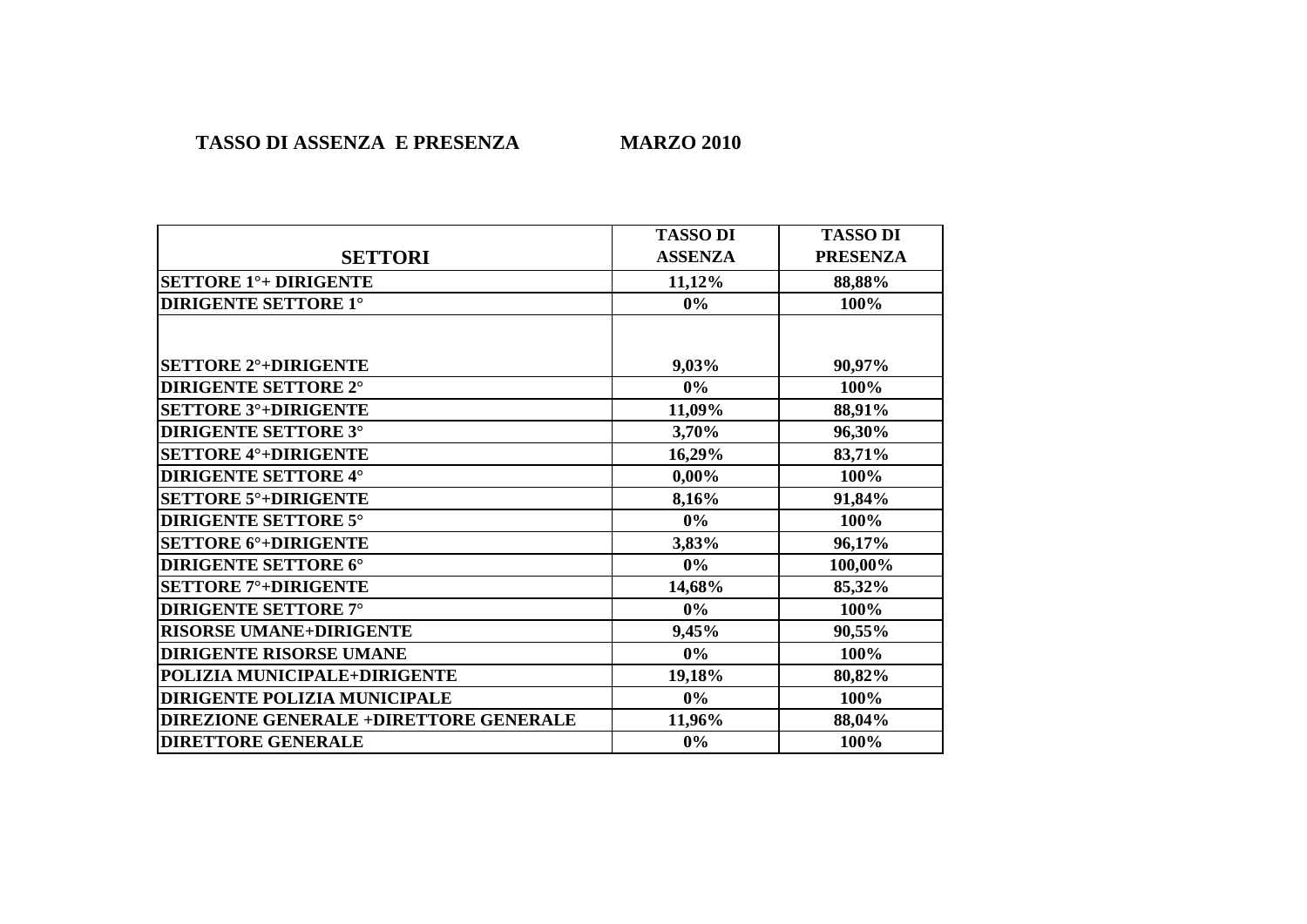**TASSO DI ASSENZA E PRESENZA MARZO 2010**

| SETTORI | TASSO DI ASSENZA | TASSO DI PRESENZA |
|---|---|---|
| SETTORE 1°+ DIRIGENTE | 11,12% | 88,88% |
| DIRIGENTE SETTORE 1° | 0% | 100% |
| | | |
| SETTORE 2°+DIRIGENTE | 9,03% | 90,97% |
| DIRIGENTE SETTORE 2° | 0% | 100% |
| SETTORE 3°+DIRIGENTE | 11,09% | 88,91% |
| DIRIGENTE SETTORE 3° | 3,70% | 96,30% |
| SETTORE 4°+DIRIGENTE | 16,29% | 83,71% |
| DIRIGENTE SETTORE 4° | 0,00% | 100% |
| SETTORE 5°+DIRIGENTE | 8,16% | 91,84% |
| DIRIGENTE SETTORE 5° | 0% | 100% |
| SETTORE 6°+DIRIGENTE | 3,83% | 96,17% |
| DIRIGENTE SETTORE 6° | 0% | 100,00% |
| SETTORE 7°+DIRIGENTE | 14,68% | 85,32% |
| DIRIGENTE SETTORE 7° | 0% | 100% |
| RISORSE UMANE+DIRIGENTE | 9,45% | 90,55% |
| DIRIGENTE RISORSE UMANE | 0% | 100% |
| POLIZIA MUNICIPALE+DIRIGENTE | 19,18% | 80,82% |
| DIRIGENTE POLIZIA MUNICIPALE | 0% | 100% |
| DIREZIONE GENERALE +DIRETTORE GENERALE | 11,96% | 88,04% |
| DIRETTORE GENERALE | 0% | 100% |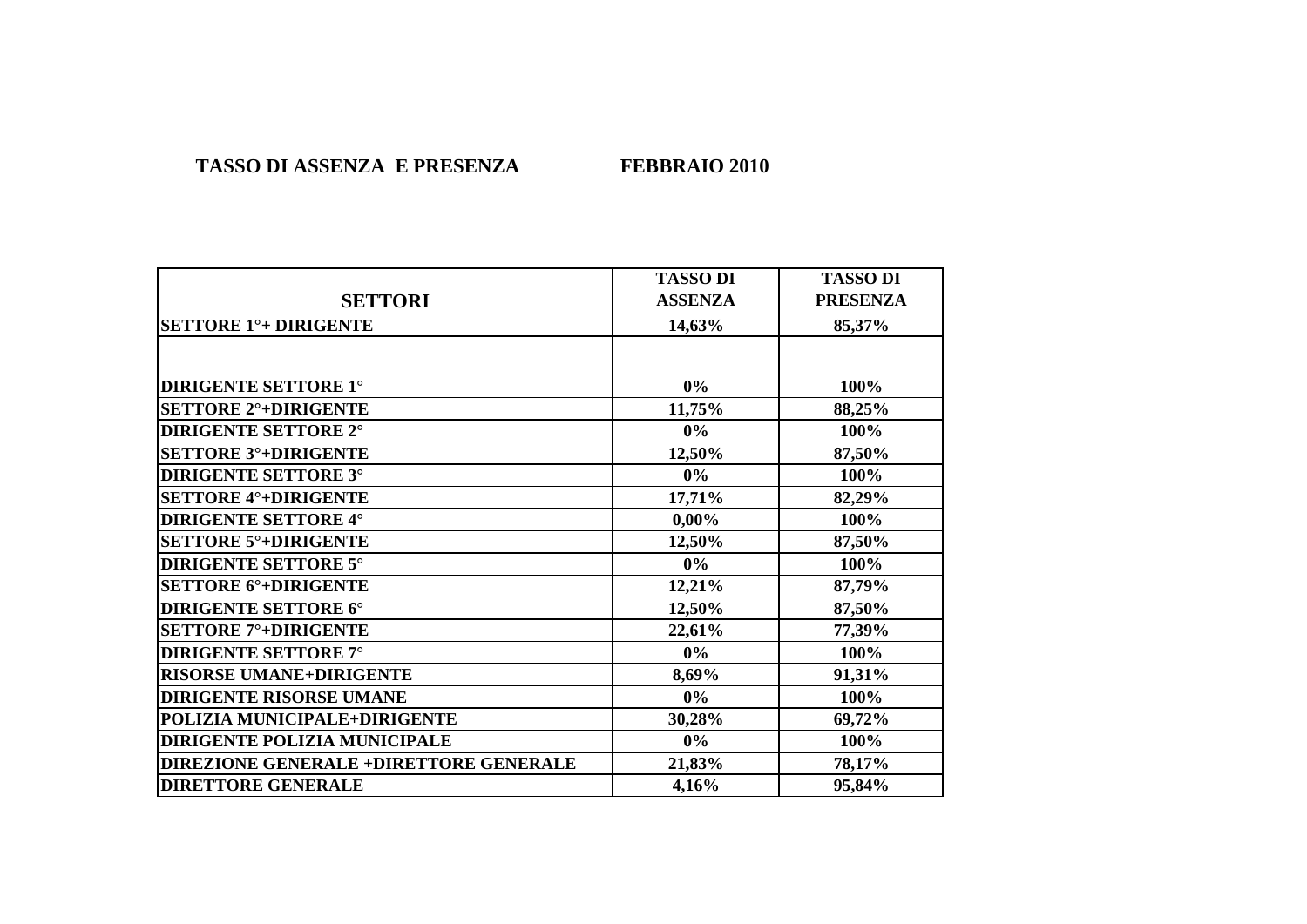**TASSO DI ASSENZA E PRESENZA FEBBRAIO 2010**

| SETTORI | TASSO DI ASSENZA | TASSO DI PRESENZA |
|---|---|---|
| SETTORE 1°+ DIRIGENTE | 14,63% | 85,37% |
| | | |
| DIRIGENTE SETTORE 1° | 0% | 100% |
| SETTORE 2°+DIRIGENTE | 11,75% | 88,25% |
| DIRIGENTE SETTORE 2° | 0% | 100% |
| SETTORE 3°+DIRIGENTE | 12,50% | 87,50% |
| DIRIGENTE SETTORE 3° | 0% | 100% |
| SETTORE 4°+DIRIGENTE | 17,71% | 82,29% |
| DIRIGENTE SETTORE 4° | 0,00% | 100% |
| SETTORE 5°+DIRIGENTE | 12,50% | 87,50% |
| DIRIGENTE SETTORE 5° | 0% | 100% |
| SETTORE 6°+DIRIGENTE | 12,21% | 87,79% |
| DIRIGENTE SETTORE 6° | 12,50% | 87,50% |
| SETTORE 7°+DIRIGENTE | 22,61% | 77,39% |
| DIRIGENTE SETTORE 7° | 0% | 100% |
| RISORSE UMANE+DIRIGENTE | 8,69% | 91,31% |
| DIRIGENTE RISORSE UMANE | 0% | 100% |
| POLIZIA MUNICIPALE+DIRIGENTE | 30,28% | 69,72% |
| DIRIGENTE POLIZIA MUNICIPALE | 0% | 100% |
| DIREZIONE GENERALE +DIRETTORE GENERALE | 21,83% | 78,17% |
| DIRETTORE GENERALE | 4,16% | 95,84% |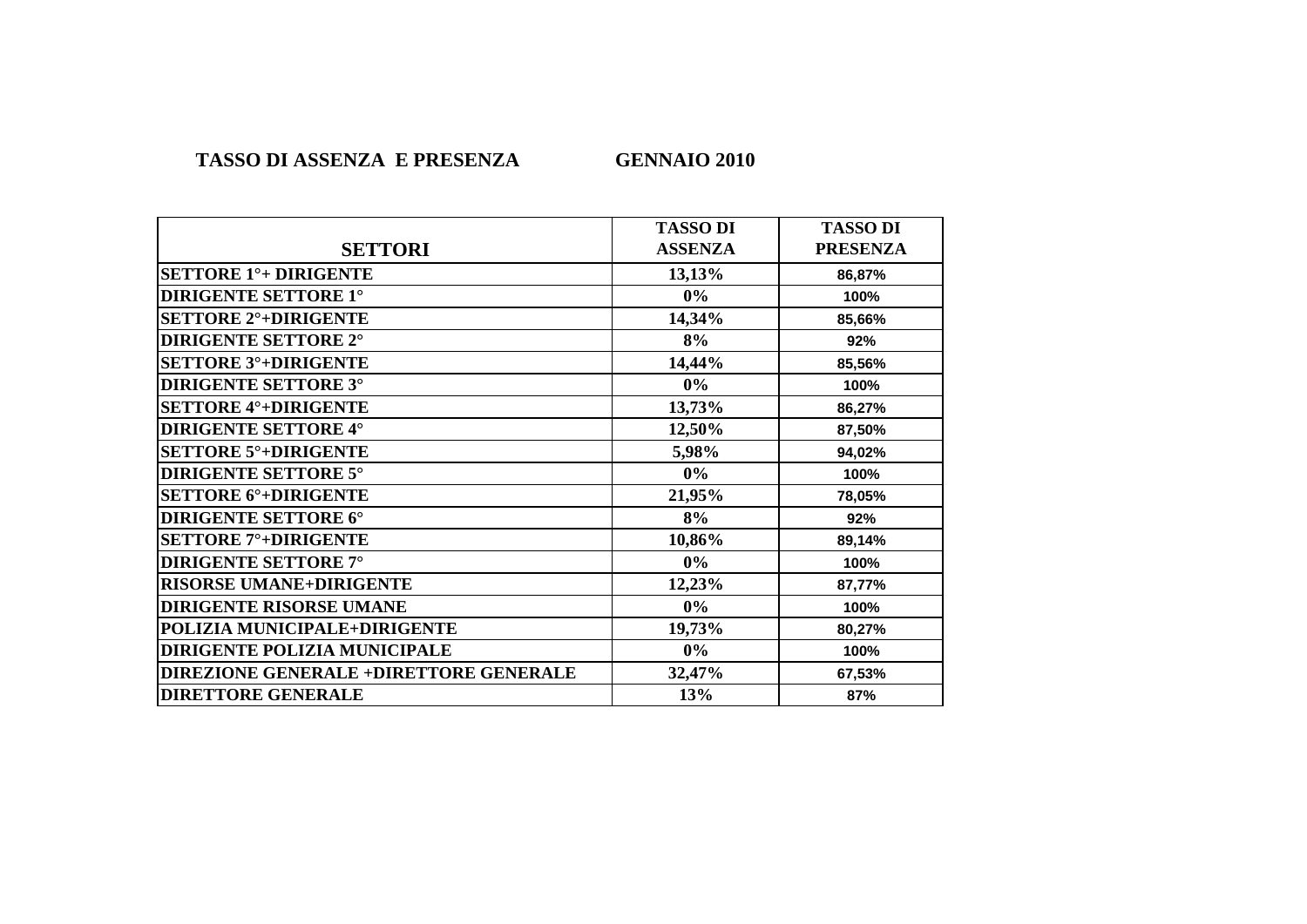**TASSO DI ASSENZA E PRESENZA GENNAIO 2010**

| SETTORI | TASSO DI ASSENZA | TASSO DI PRESENZA |
|---|---|---|
| SETTORE 1°+ DIRIGENTE | 13,13% | 86,87% |
| DIRIGENTE SETTORE 1° | 0% | 100% |
| SETTORE 2°+DIRIGENTE | 14,34% | 85,66% |
| DIRIGENTE SETTORE 2° | 8% | 92% |
| SETTORE 3°+DIRIGENTE | 14,44% | 85,56% |
| DIRIGENTE SETTORE 3° | 0% | 100% |
| SETTORE 4°+DIRIGENTE | 13,73% | 86,27% |
| DIRIGENTE SETTORE 4° | 12,50% | 87,50% |
| SETTORE 5°+DIRIGENTE | 5,98% | 94,02% |
| DIRIGENTE SETTORE 5° | 0% | 100% |
| SETTORE 6°+DIRIGENTE | 21,95% | 78,05% |
| DIRIGENTE SETTORE 6° | 8% | 92% |
| SETTORE 7°+DIRIGENTE | 10,86% | 89,14% |
| DIRIGENTE SETTORE 7° | 0% | 100% |
| RISORSE UMANE+DIRIGENTE | 12,23% | 87,77% |
| DIRIGENTE RISORSE UMANE | 0% | 100% |
| POLIZIA MUNICIPALE+DIRIGENTE | 19,73% | 80,27% |
| DIRIGENTE POLIZIA MUNICIPALE | 0% | 100% |
| DIREZIONE GENERALE +DIRETTORE GENERALE | 32,47% | 67,53% |
| DIRETTORE GENERALE | 13% | 87% |